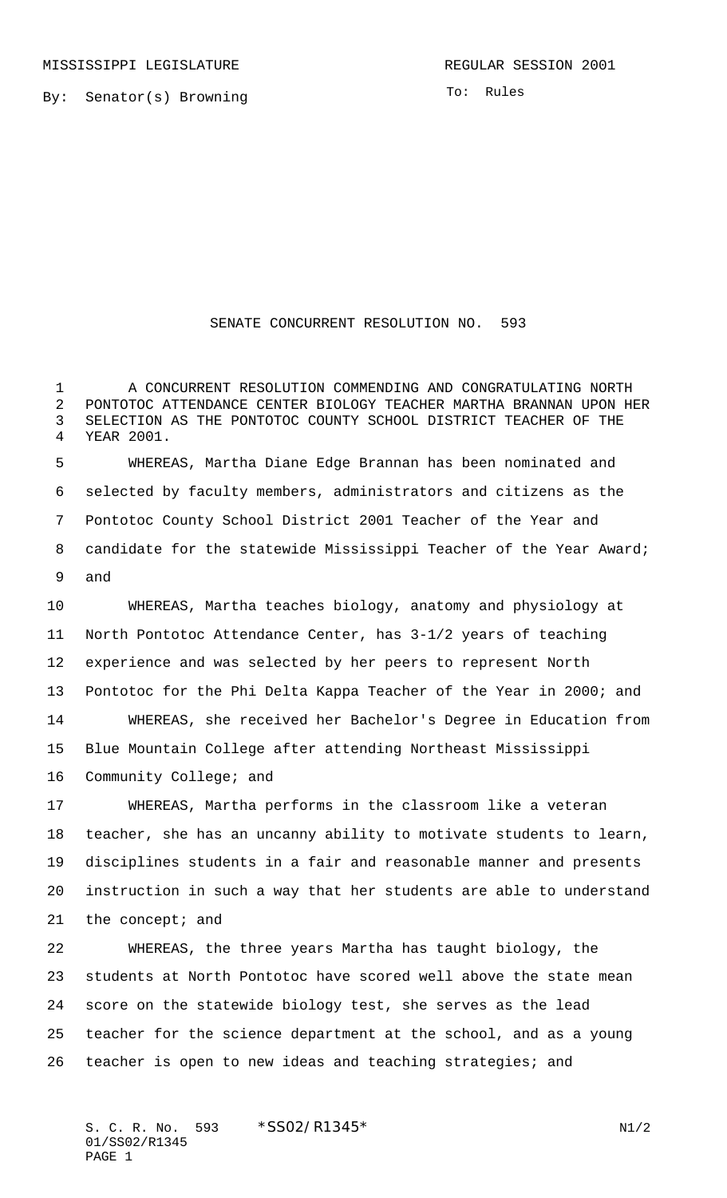MISSISSIPPI LEGISLATURE REGULAR SESSION 2001

By: Senator(s) Browning

To: Rules

# SENATE CONCURRENT RESOLUTION NO. 593

A CONCURRENT RESOLUTION COMMENDING AND CONGRATULATING NORTH PONTOTOC ATTENDANCE CENTER BIOLOGY TEACHER MARTHA BRANNAN UPON HER SELECTION AS THE PONTOTOC COUNTY SCHOOL DISTRICT TEACHER OF THE YEAR 2001.

WHEREAS, Martha Diane Edge Brannan has been nominated and selected by faculty members, administrators and citizens as the Pontotoc County School District 2001 Teacher of the Year and candidate for the statewide Mississippi Teacher of the Year Award; and

WHEREAS, Martha teaches biology, anatomy and physiology at North Pontotoc Attendance Center, has 3-1/2 years of teaching experience and was selected by her peers to represent North Pontotoc for the Phi Delta Kappa Teacher of the Year in 2000; and

WHEREAS, she received her Bachelor's Degree in Education from Blue Mountain College after attending Northeast Mississippi Community College; and

WHEREAS, Martha performs in the classroom like a veteran teacher, she has an uncanny ability to motivate students to learn, disciplines students in a fair and reasonable manner and presents instruction in such a way that her students are able to understand the concept; and

WHEREAS, the three years Martha has taught biology, the students at North Pontotoc have scored well above the state mean score on the statewide biology test, she serves as the lead teacher for the science department at the school, and as a young teacher is open to new ideas and teaching strategies; and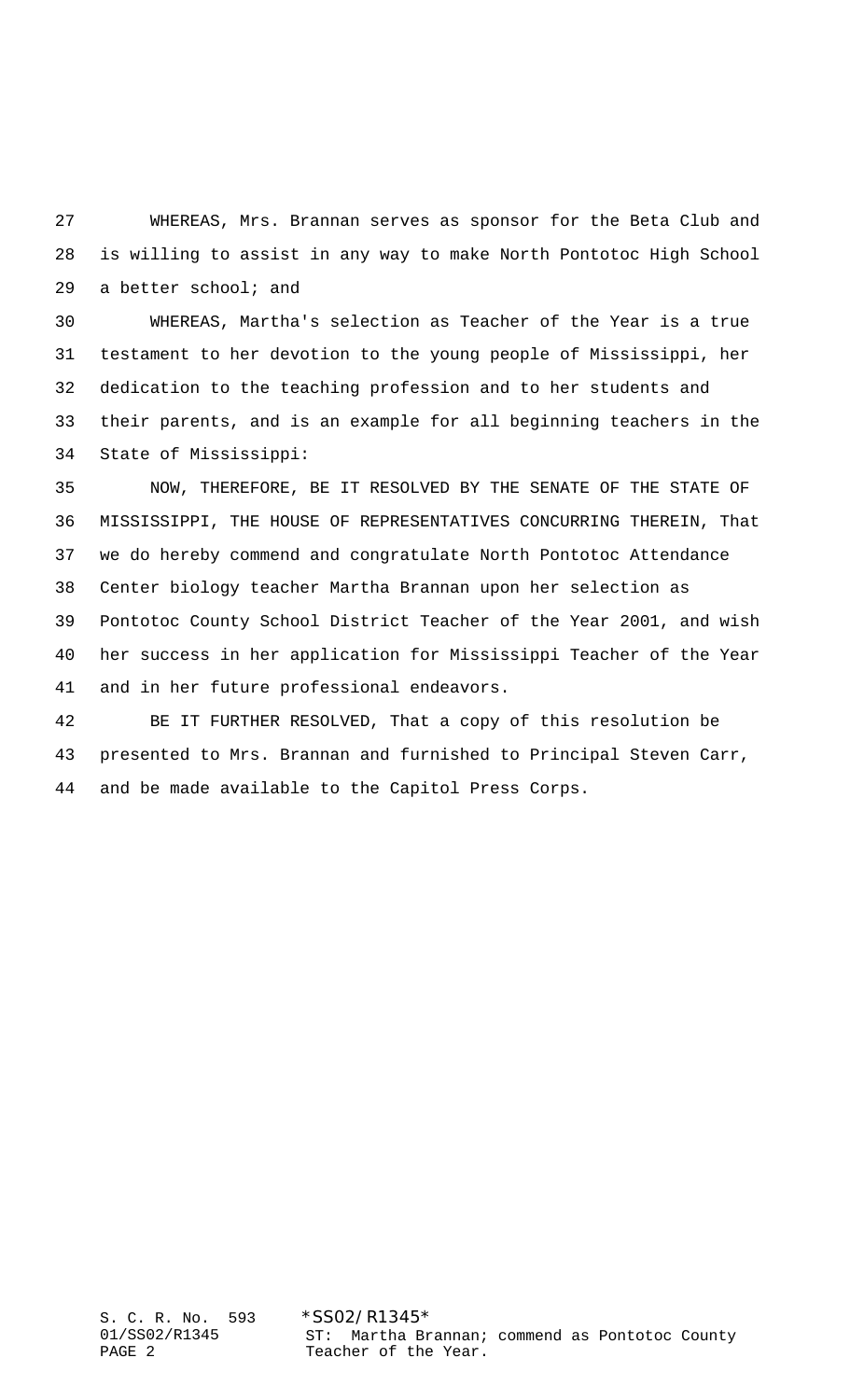WHEREAS, Mrs. Brannan serves as sponsor for the Beta Club and is willing to assist in any way to make North Pontotoc High School a better school; and

WHEREAS, Martha's selection as Teacher of the Year is a true testament to her devotion to the young people of Mississippi, her dedication to the teaching profession and to her students and their parents, and is an example for all beginning teachers in the State of Mississippi:

NOW, THEREFORE, BE IT RESOLVED BY THE SENATE OF THE STATE OF MISSISSIPPI, THE HOUSE OF REPRESENTATIVES CONCURRING THEREIN, That we do hereby commend and congratulate North Pontotoc Attendance Center biology teacher Martha Brannan upon her selection as Pontotoc County School District Teacher of the Year 2001, and wish her success in her application for Mississippi Teacher of the Year and in her future professional endeavors.

BE IT FURTHER RESOLVED, That a copy of this resolution be presented to Mrs. Brannan and furnished to Principal Steven Carr, and be made available to the Capitol Press Corps.